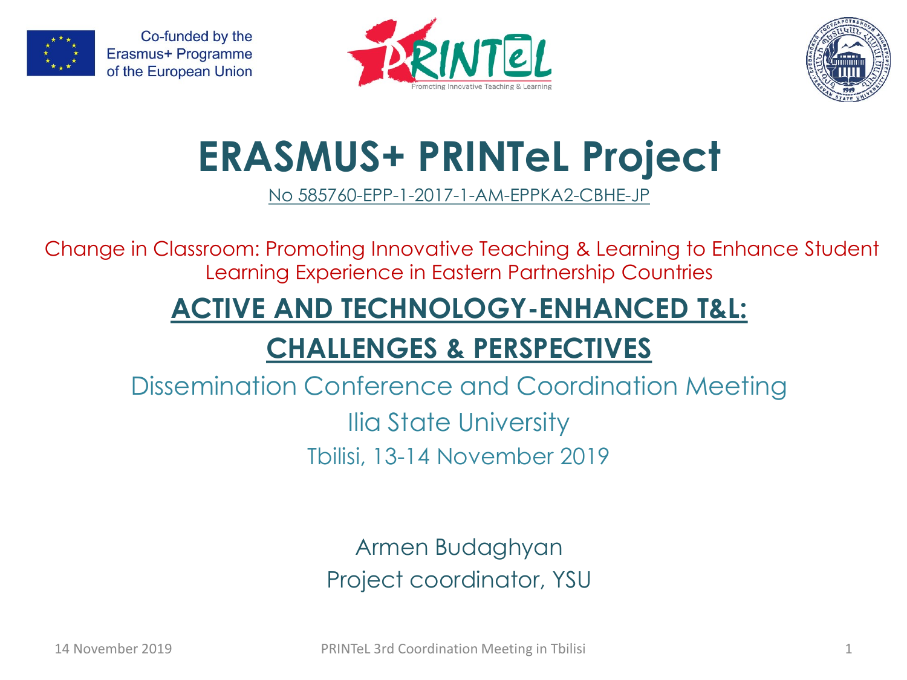Co-funded by the Erasmus+ Programme of the European Union

PRINTeL

Promoting Innovative Teaching & Learning

# ERASMUS+ PRINTeL Project

No 585760-EPP-1-2017-1-AM-EPPKA2-CBHE-JP

Change in Classroom: Promoting Innovative Teaching & Learning to Enhance Student Learning Experience in Eastern Partnership Countries

## ACTIVE AND TECHNOLOGY-ENHANCED T&L: CHALLENGES & PERSPECTIVES

Dissemination Conference and Coordination Meeting

Ilia State University

Tbilisi, 13-14 November 2019

Armen Budaghyan

Project coordinator, YSU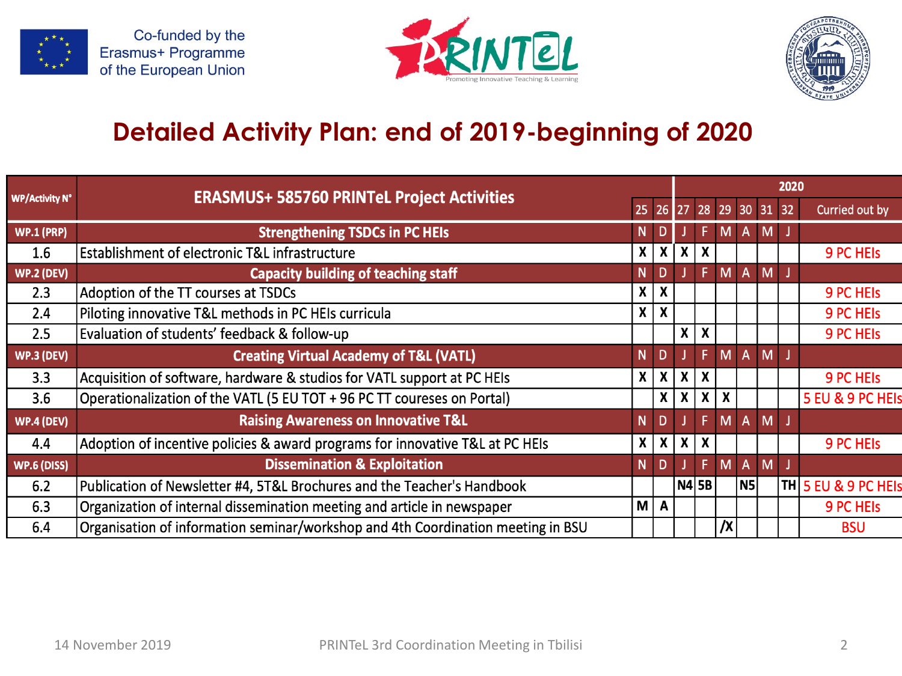Co-funded by the Erasmus+ Programme of the European Union

PRINTeL Promoting Innovative Teaching & Learning

# Detailed Activity Plan: end of 2019-beginning of 2020

| WP/Activity N° | ERASMUS+ 585760 PRINTeL Project Activities | | | 2020 | | | | | | |
|---|---|---|---|---|---|---|---|---|---|---|
| | | 25 | 26 | 27 | 28 | 29 | 30 | 31 | 32 | Curried out by |
| WP.1 (PRP) | Strengthening TSDCs in PC HEIs | N | D | J | F | M | A | M | J | |
| 1.6 | Establishment of electronic T&L infrastructure | X | X | X | X | | | | | 9 PC HEIs |
| WP.2 (DEV) | Capacity building of teaching staff | N | D | J | F | M | A | M | J | |
| 2.3 | Adoption of the TT courses at TSDCs | X | X | | | | | | | 9 PC HEIs |
| 2.4 | Piloting innovative T&L methods in PC HEIs curricula | X | X | | | | | | | 9 PC HEIs |
| 2.5 | Evaluation of students' feedback & follow-up | | | X | X | | | | | 9 PC HEIs |
| WP.3 (DEV) | Creating Virtual Academy of T&L (VATL) | N | D | J | F | M | A | M | J | |
| 3.3 | Acquisition of software, hardware & studios for VATL support at PC HEIs | X | X | X | X | | | | | 9 PC HEIs |
| 3.6 | Operationalization of the VATL (5 EU TOT + 96 PC TT coureses on Portal) | | X | X | X | X | | | | 5 EU & 9 PC HEIs |
| WP.4 (DEV) | Raising Awareness on Innovative T&L | N | D | J | F | M | A | M | J | |
| 4.4 | Adoption of incentive policies & award programs for innovative T&L at PC HEIs | X | X | X | X | | | | | 9 PC HEIs |
| WP.6 (DISS) | Dissemination & Exploitation | N | D | J | F | M | A | M | J | |
| 6.2 | Publication of Newsletter #4, 5T&L Brochures and the Teacher's Handbook | | | N4 | 5B | | N5 | | TH | 5 EU & 9 PC HEIs |
| 6.3 | Organization of internal dissemination meeting and article in newspaper | M | A | | | | | | | 9 PC HEIs |
| 6.4 | Organisation of information seminar/workshop and 4th Coordination meeting in BSU | | | | | /X | | | | BSU |

14 November 2019 — PRINTeL 3rd Coordination Meeting in Tbilisi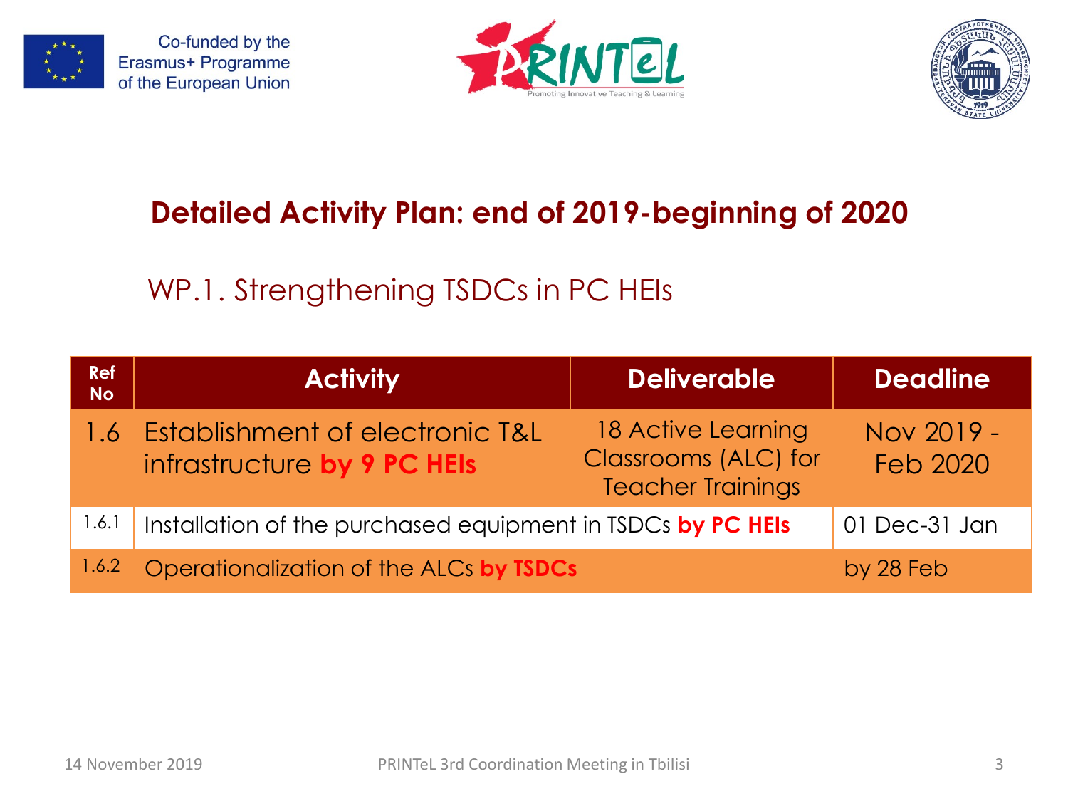## Detailed Activity Plan: end of 2019-beginning of 2020

### WP.1. Strengthening TSDCs in PC HEIs

| Ref No | Activity | Deliverable | Deadline |
|---|---|---|---|
| 1.6 | Establishment of electronic T&L infrastructure **by 9 PC HEIs** | 18 Active Learning Classrooms (ALC) for Teacher Trainings | Nov 2019 - Feb 2020 |
| 1.6.1 | Installation of the purchased equipment in TSDCs **by PC HEIs** | | 01 Dec-31 Jan |
| 1.6.2 | Operationalization of the ALCs **by TSDCs** | | by 28 Feb |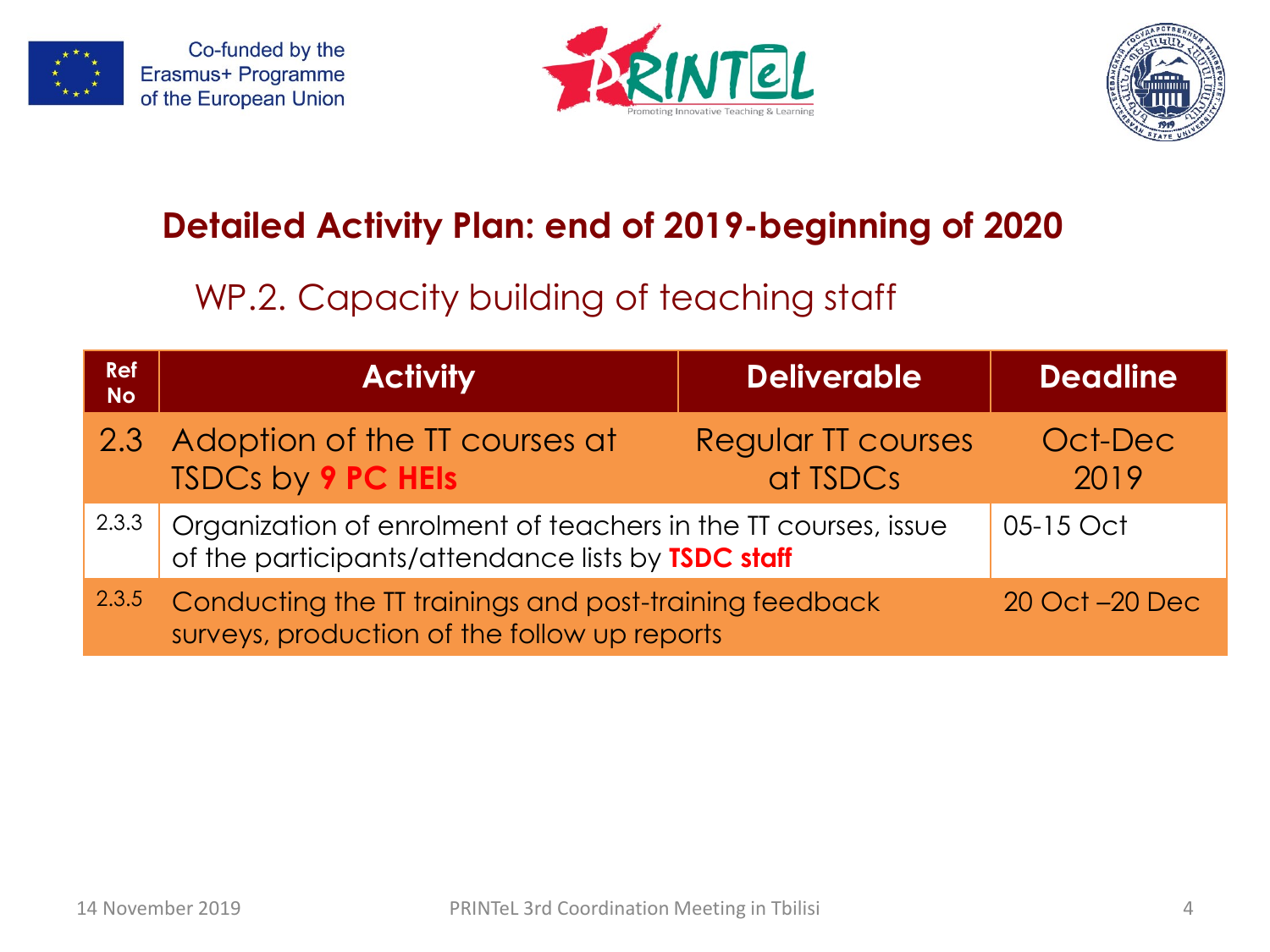Co-funded by the Erasmus+ Programme of the European Union

PRINTeL
Promoting Innovative Teaching & Learning

## Detailed Activity Plan: end of 2019-beginning of 2020

### WP.2. Capacity building of teaching staff

| Ref No | Activity | Deliverable | Deadline |
|---|---|---|---|
| 2.3 | Adoption of the TT courses at TSDCs by **9 PC HEIs** | Regular TT courses at TSDCs | Oct-Dec 2019 |
| 2.3.3 | Organization of enrolment of teachers in the TT courses, issue of the participants/attendance lists by **TSDC staff** | | 05-15 Oct |
| 2.3.5 | Conducting the TT trainings and post-training feedback surveys, production of the follow up reports | | 20 Oct –20 Dec |

14 November 2019 PRINTeL 3rd Coordination Meeting in Tbilisi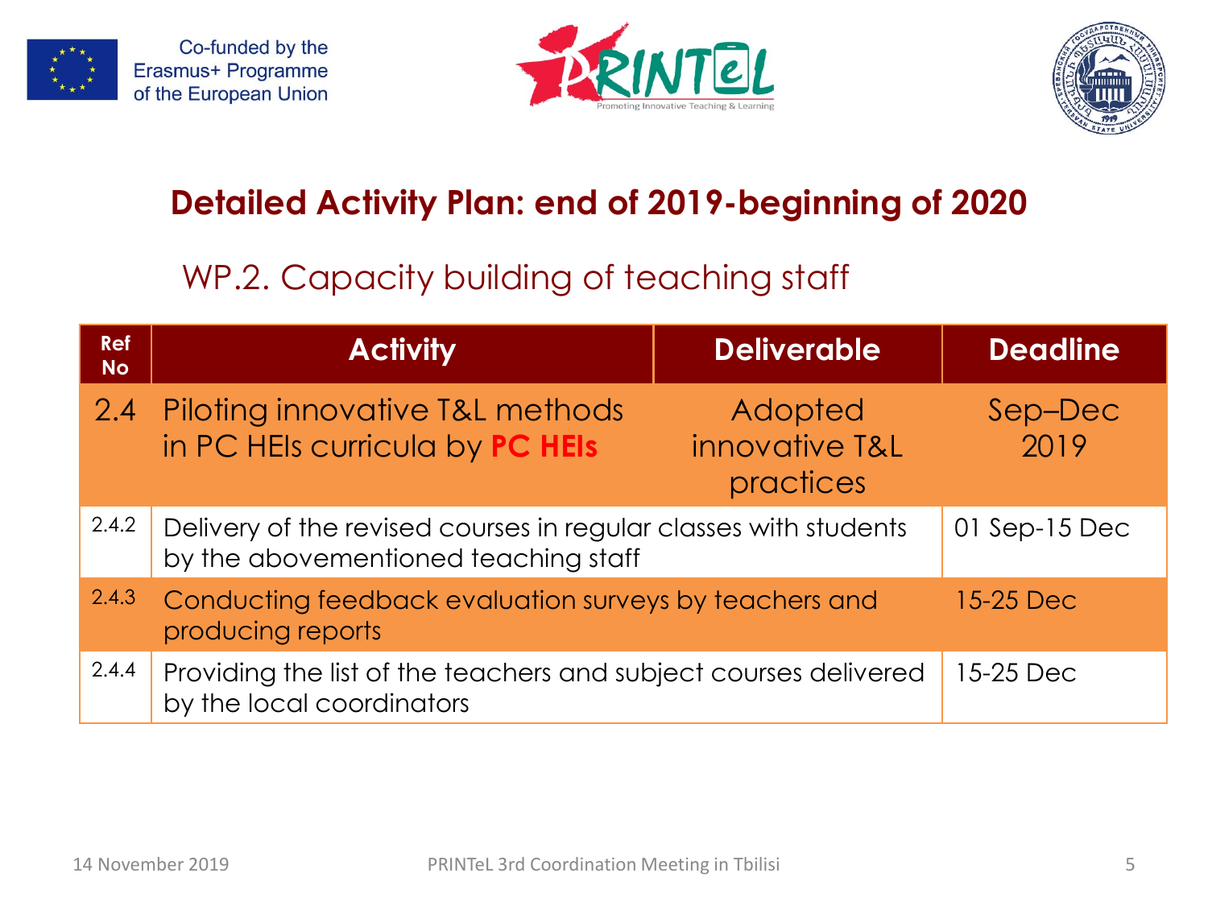# Detailed Activity Plan: end of 2019-beginning of 2020

## WP.2. Capacity building of teaching staff

| Ref No | Activity | Deliverable | Deadline |
|---|---|---|---|
| 2.4 | Piloting innovative T&L methods in PC HEIs curricula by **PC HEIs** | Adopted innovative T&L practices | Sep–Dec 2019 |
| 2.4.2 | Delivery of the revised courses in regular classes with students by the abovementioned teaching staff | | 01 Sep-15 Dec |
| 2.4.3 | Conducting feedback evaluation surveys by teachers and producing reports | | 15-25 Dec |
| 2.4.4 | Providing the list of the teachers and subject courses delivered by the local coordinators | | 15-25 Dec |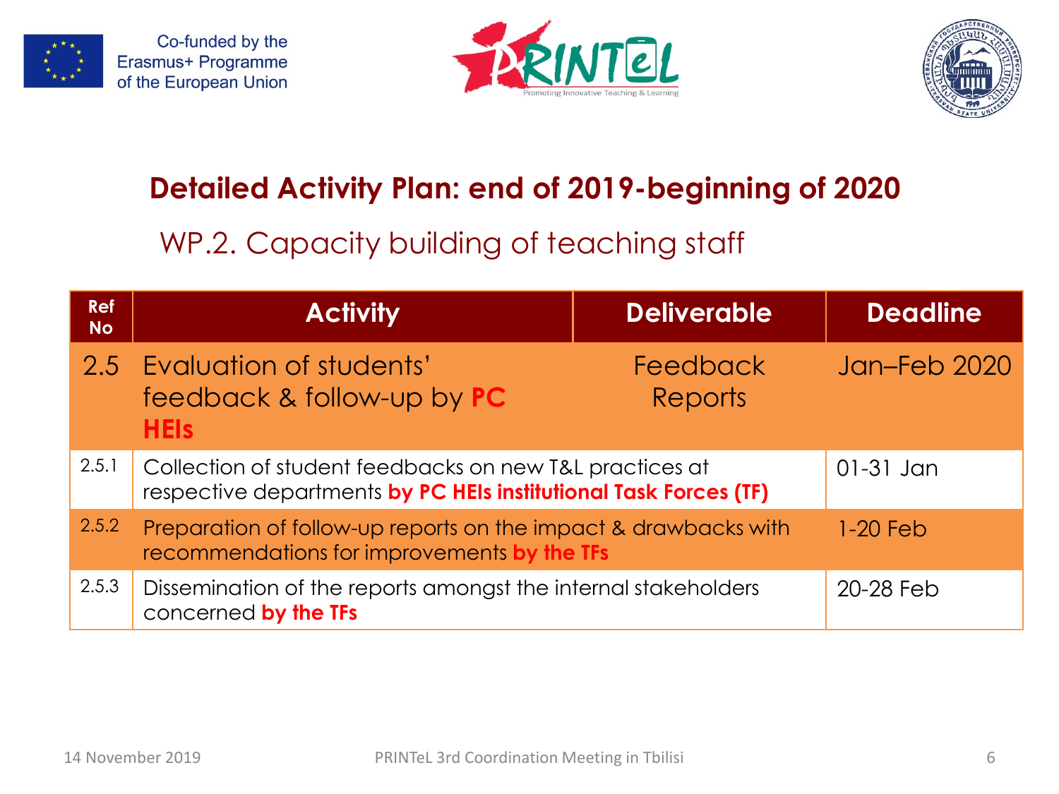## Detailed Activity Plan: end of 2019-beginning of 2020

### WP.2. Capacity building of teaching staff

| Ref No | Activity | Deliverable | Deadline |
|---|---|---|---|
| 2.5 | Evaluation of students' feedback & follow-up by **PC HEIs** | Feedback Reports | Jan–Feb 2020 |
| 2.5.1 | Collection of student feedbacks on new T&L practices at respective departments **by PC HEIs institutional Task Forces (TF)** | | 01-31 Jan |
| 2.5.2 | Preparation of follow-up reports on the impact & drawbacks with recommendations for improvements **by the TFs** | | 1-20 Feb |
| 2.5.3 | Dissemination of the reports amongst the internal stakeholders concerned **by the TFs** | | 20-28 Feb |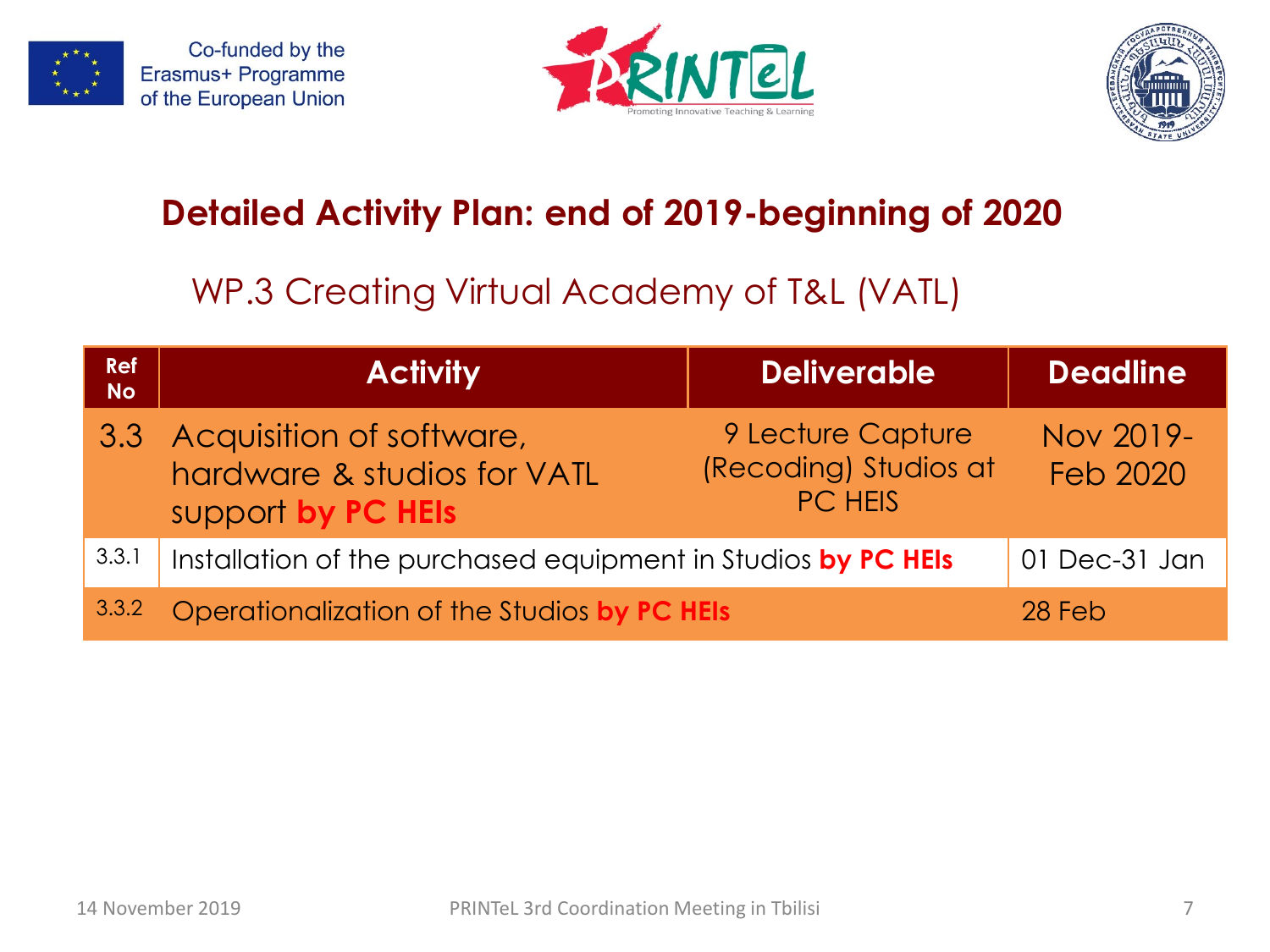Co-funded by the Erasmus+ Programme of the European Union

PRINTeL Promoting Innovative Teaching & Learning

## Detailed Activity Plan: end of 2019-beginning of 2020

### WP.3 Creating Virtual Academy of T&L (VATL)

| Ref No | Activity | Deliverable | Deadline |
|---|---|---|---|
| 3.3 | Acquisition of software, hardware & studios for VATL support **by PC HEIs** | 9 Lecture Capture (Recoding) Studios at PC HEIS | Nov 2019-Feb 2020 |
| 3.3.1 | Installation of the purchased equipment in Studios **by PC HEIs** | | 01 Dec-31 Jan |
| 3.3.2 | Operationalization of the Studios **by PC HEIs** | | 28 Feb |

14 November 2019 PRINTeL 3rd Coordination Meeting in Tbilisi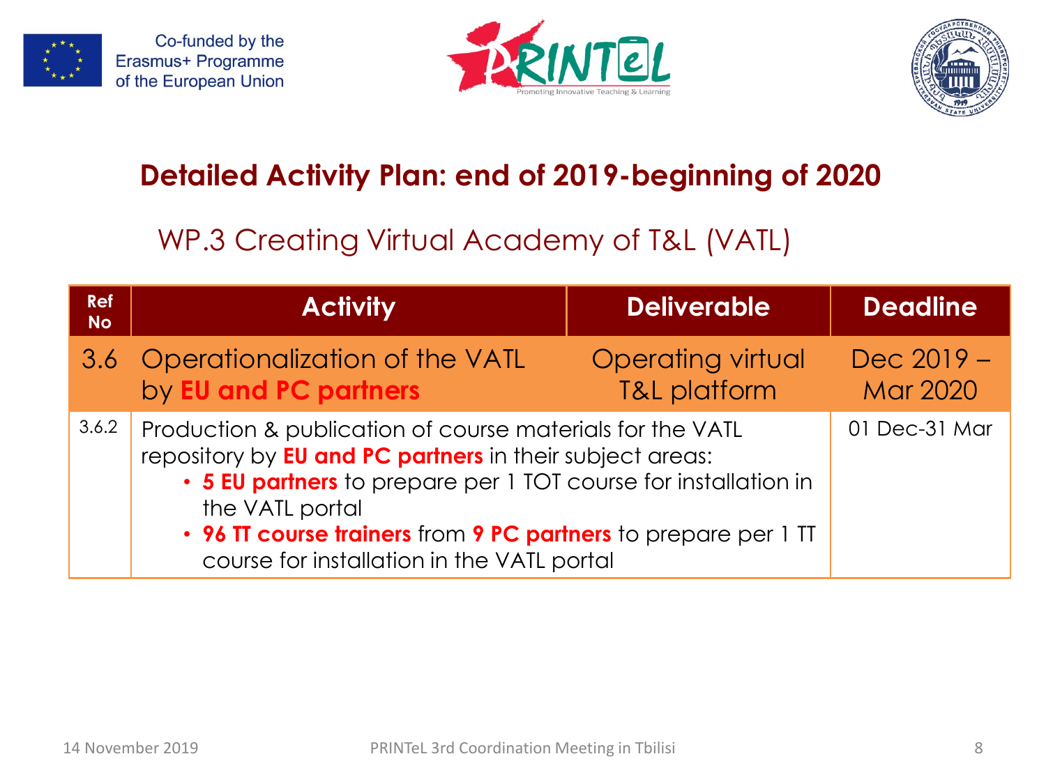Co-funded by the Erasmus+ Programme of the European Union

## Detailed Activity Plan: end of 2019-beginning of 2020

### WP.3 Creating Virtual Academy of T&L (VATL)

| Ref No | Activity | Deliverable | Deadline |
|---|---|---|---|
| 3.6 | Operationalization of the VATL by **EU and PC partners** | Operating virtual T&L platform | Dec 2019 – Mar 2020 |
| 3.6.2 | Production & publication of course materials for the VATL repository by **EU and PC partners** in their subject areas: <br>• **5 EU partners** to prepare per 1 TOT course for installation in the VATL portal <br>• **96 TT course trainers** from **9 PC partners** to prepare per 1 TT course for installation in the VATL portal | | 01 Dec-31 Mar |

14 November 2019 — PRINTeL 3rd Coordination Meeting in Tbilisi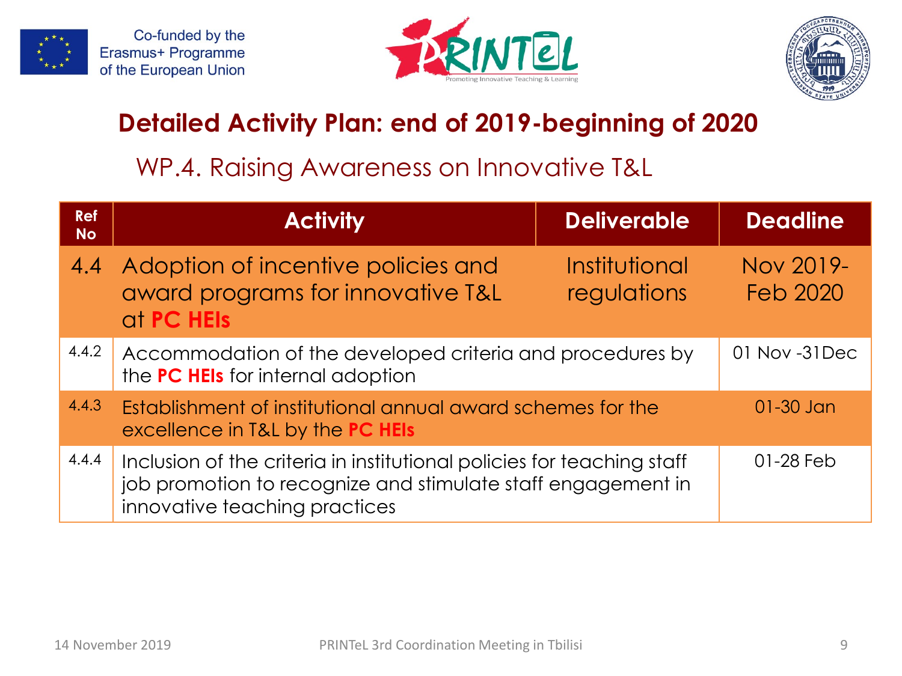Co-funded by the Erasmus+ Programme of the European Union

PRINTeL Promoting Innovative Teaching & Learning

# Detailed Activity Plan: end of 2019-beginning of 2020

## WP.4. Raising Awareness on Innovative T&L

| Ref No | Activity | Deliverable | Deadline |
|---|---|---|---|
| 4.4 | Adoption of incentive policies and award programs for innovative T&L at **PC HEIs** | Institutional regulations | Nov 2019-Feb 2020 |
| 4.4.2 | Accommodation of the developed criteria and procedures by the **PC HEIs** for internal adoption | | 01 Nov -31Dec |
| 4.4.3 | Establishment of institutional annual award schemes for the excellence in T&L by the **PC HEIs** | | 01-30 Jan |
| 4.4.4 | Inclusion of the criteria in institutional policies for teaching staff job promotion to recognize and stimulate staff engagement in innovative teaching practices | | 01-28 Feb |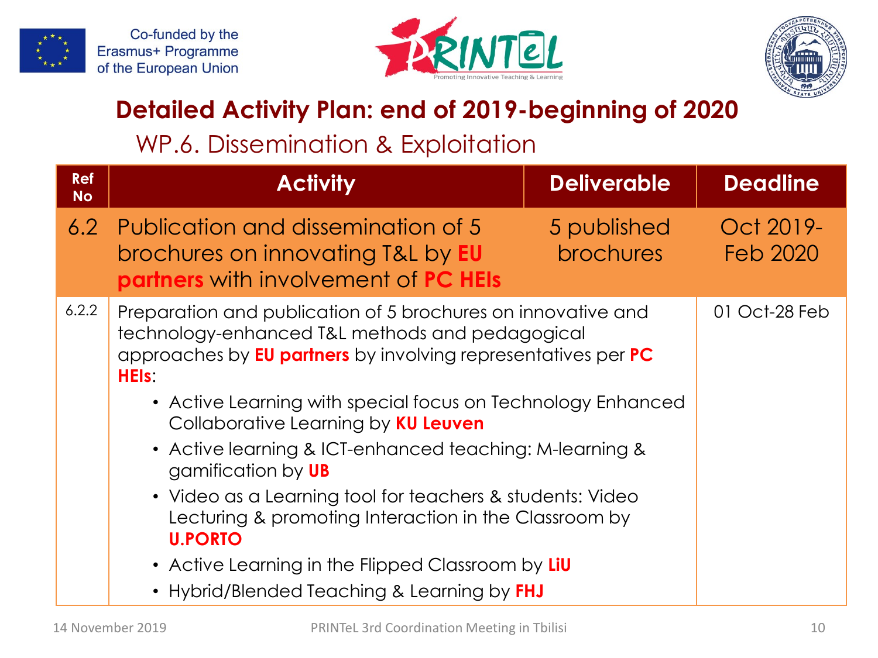Co-funded by the Erasmus+ Programme of the European Union

# Detailed Activity Plan: end of 2019-beginning of 2020

## WP.6. Dissemination & Exploitation

| Ref No | Activity | Deliverable | Deadline |
|---|---|---|---|
| 6.2 | Publication and dissemination of 5 brochures on innovating T&L by **EU partners** with involvement of **PC HEIs** | 5 published brochures | Oct 2019-Feb 2020 |
| 6.2.2 | Preparation and publication of 5 brochures on innovative and technology-enhanced T&L methods and pedagogical approaches by **EU partners** by involving representatives per **PC HEIs**:<br>• Active Learning with special focus on Technology Enhanced Collaborative Learning by **KU Leuven**<br>• Active learning & ICT-enhanced teaching: M-learning & gamification by **UB**<br>• Video as a Learning tool for teachers & students: Video Lecturing & promoting Interaction in the Classroom by **U.PORTO**<br>• Active Learning in the Flipped Classroom by **LiU**<br>• Hybrid/Blended Teaching & Learning by **FHJ** | | 01 Oct-28 Feb |

14 November 2019 — PRINTeL 3rd Coordination Meeting in Tbilisi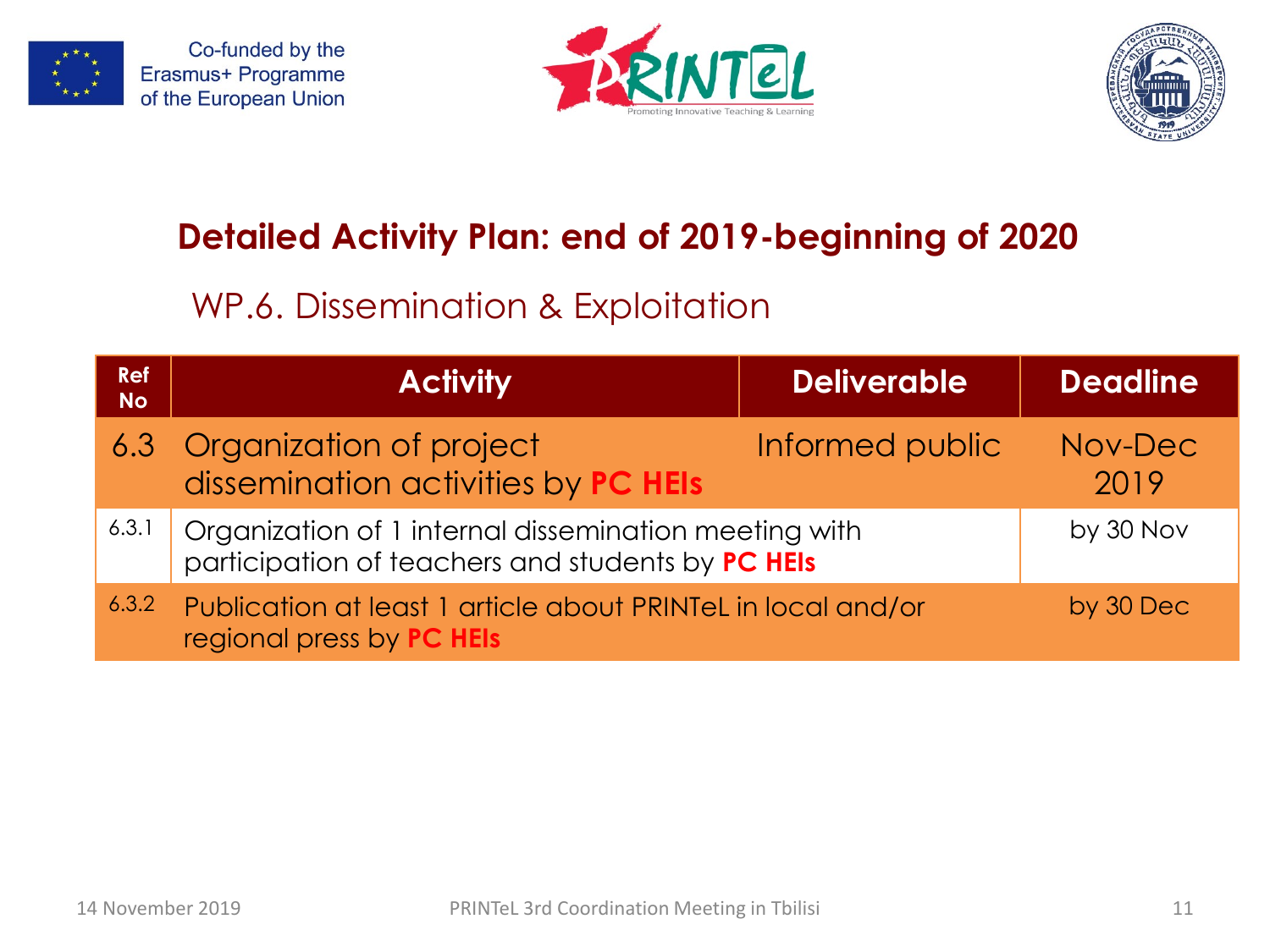## Detailed Activity Plan: end of 2019-beginning of 2020

### WP.6. Dissemination & Exploitation

| Ref No | Activity | Deliverable | Deadline |
|---|---|---|---|
| 6.3 | Organization of project dissemination activities by **PC HEIs** | Informed public | Nov-Dec 2019 |
| 6.3.1 | Organization of 1 internal dissemination meeting with participation of teachers and students by **PC HEIs** | | by 30 Nov |
| 6.3.2 | Publication at least 1 article about PRINTeL in local and/or regional press by **PC HEIs** | | by 30 Dec |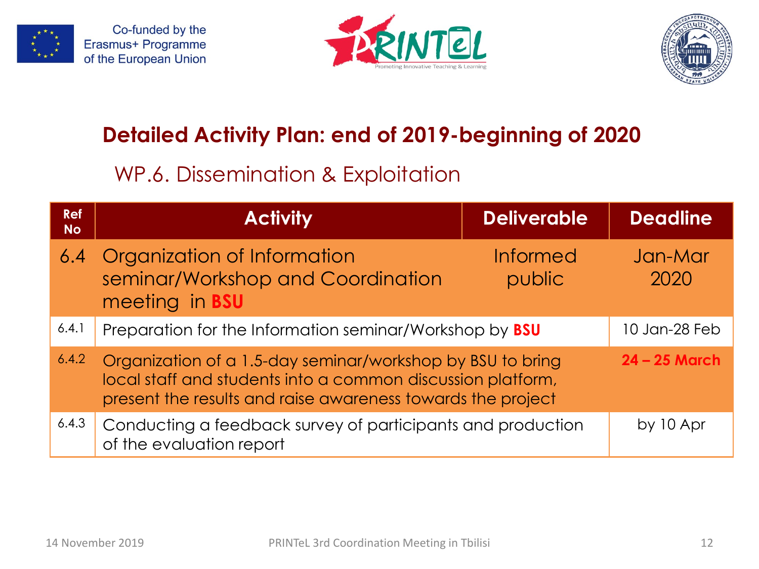Co-funded by the Erasmus+ Programme of the European Union

PRINTeL — Promoting Innovative Teaching & Learning

## Detailed Activity Plan: end of 2019-beginning of 2020

### WP.6. Dissemination & Exploitation

| Ref No | Activity | Deliverable | Deadline |
|---|---|---|---|
| 6.4 | Organization of Information seminar/Workshop and Coordination meeting in **BSU** | Informed public | Jan-Mar 2020 |
| 6.4.1 | Preparation for the Information seminar/Workshop by **BSU** | | 10 Jan-28 Feb |
| 6.4.2 | Organization of a 1.5-day seminar/workshop by BSU to bring local staff and students into a common discussion platform, present the results and raise awareness towards the project | | **24 – 25 March** |
| 6.4.3 | Conducting a feedback survey of participants and production of the evaluation report | | by 10 Apr |

14 November 2019 — PRINTeL 3rd Coordination Meeting in Tbilisi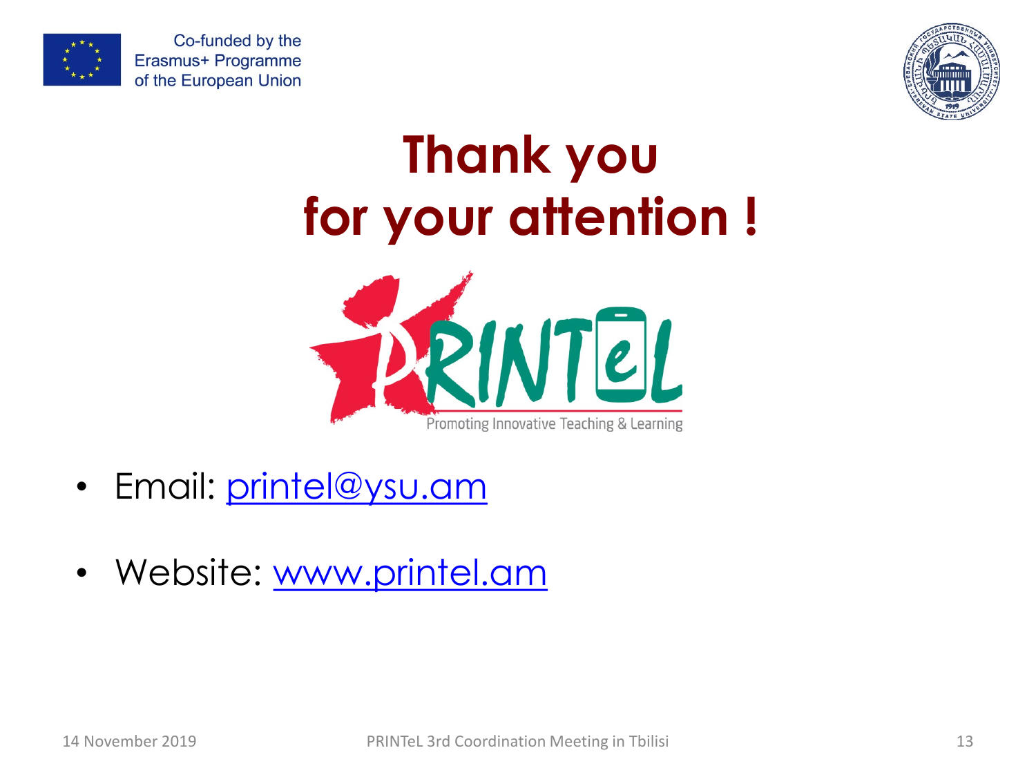Co-funded by the Erasmus+ Programme of the European Union

# Thank you for your attention !

PRINTeL

Promoting Innovative Teaching & Learning

- Email: printel@ysu.am
- Website: www.printel.am